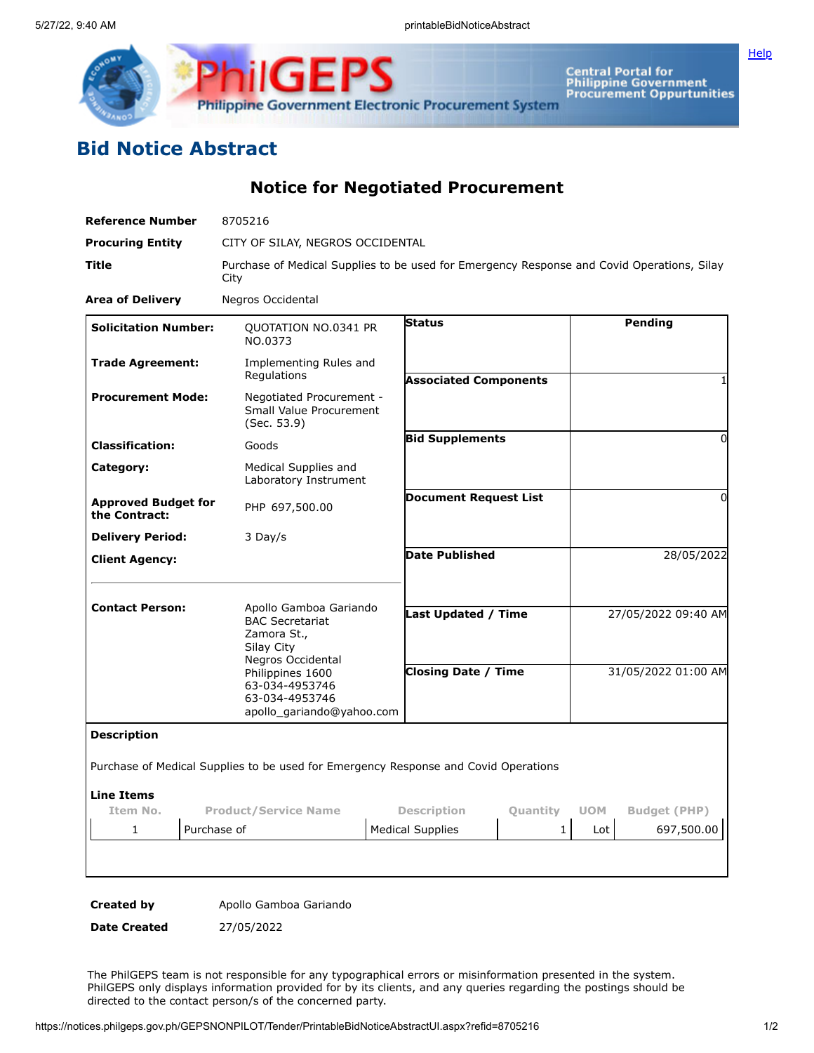# Bid Notice Abstract

## Notice for Negotiated Procurement

| | |
|---|---|
| **Reference Number** | 8705216 |
| **Procuring Entity** | CITY OF SILAY, NEGROS OCCIDENTAL |
| **Title** | Purchase of Medical Supplies to be used for Emergency Response and Covid Operations, Silay City |
| **Area of Delivery** | Negros Occidental |

| | | | |
|---|---|---|---|
| **Solicitation Number:** | QUOTATION NO.0341 PR NO.0373 | **Status** | Pending |
| **Trade Agreement:** | Implementing Rules and Regulations | **Associated Components** | 1 |
| **Procurement Mode:** | Negotiated Procurement - Small Value Procurement (Sec. 53.9) | **Bid Supplements** | 0 |
| **Classification:** | Goods | | |
| **Category:** | Medical Supplies and Laboratory Instrument | **Document Request List** | 0 |
| **Approved Budget for the Contract:** | PHP 697,500.00 | | |
| **Delivery Period:** | 3 Day/s | **Date Published** | 28/05/2022 |
| **Client Agency:** | | | |
| **Contact Person:** | Apollo Gamboa Gariando<br>BAC Secretariat<br>Zamora St.,<br>Silay City<br>Negros Occidental<br>Philippines 1600<br>63-034-4953746<br>63-034-4953746<br>apollo_gariando@yahoo.com | **Last Updated / Time** | 27/05/2022 09:40 AM |
| | | **Closing Date / Time** | 31/05/2022 01:00 AM |

**Description**

Purchase of Medical Supplies to be used for Emergency Response and Covid Operations

**Line Items**

| Item No. | Product/Service Name | Description | Quantity | UOM | Budget (PHP) |
|---|---|---|---|---|---|
| 1 | Purchase of | Medical Supplies | 1 | Lot | 697,500.00 |

| | |
|---|---|
| **Created by** | Apollo Gamboa Gariando |
| **Date Created** | 27/05/2022 |

The PhilGEPS team is not responsible for any typographical errors or misinformation presented in the system. PhilGEPS only displays information provided for by its clients, and any queries regarding the postings should be directed to the contact person/s of the concerned party.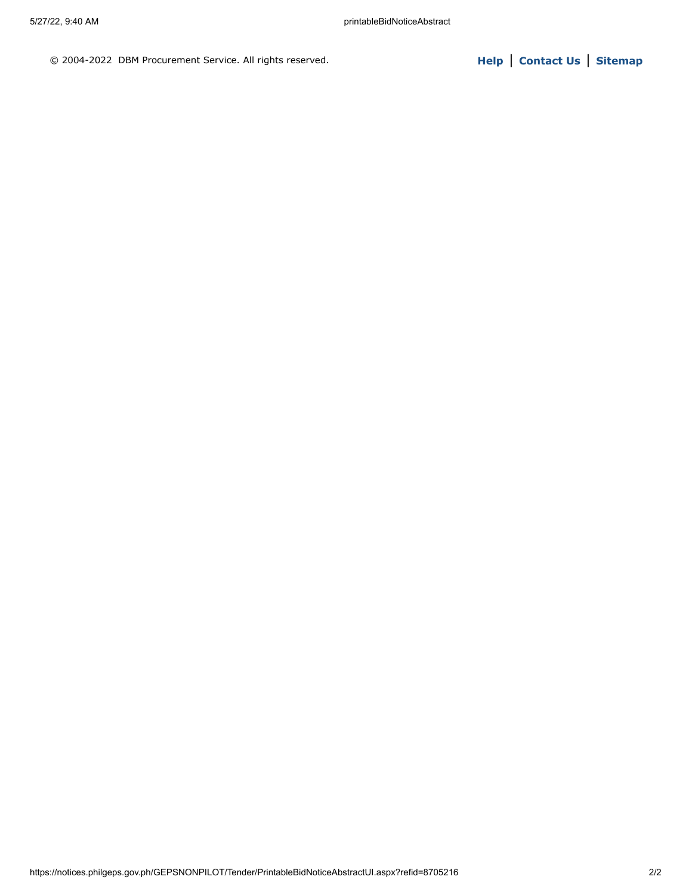© 2004-2022 DBM Procurement Service. All rights reserved.

**Help** | **Contact Us** | **Sitemap**